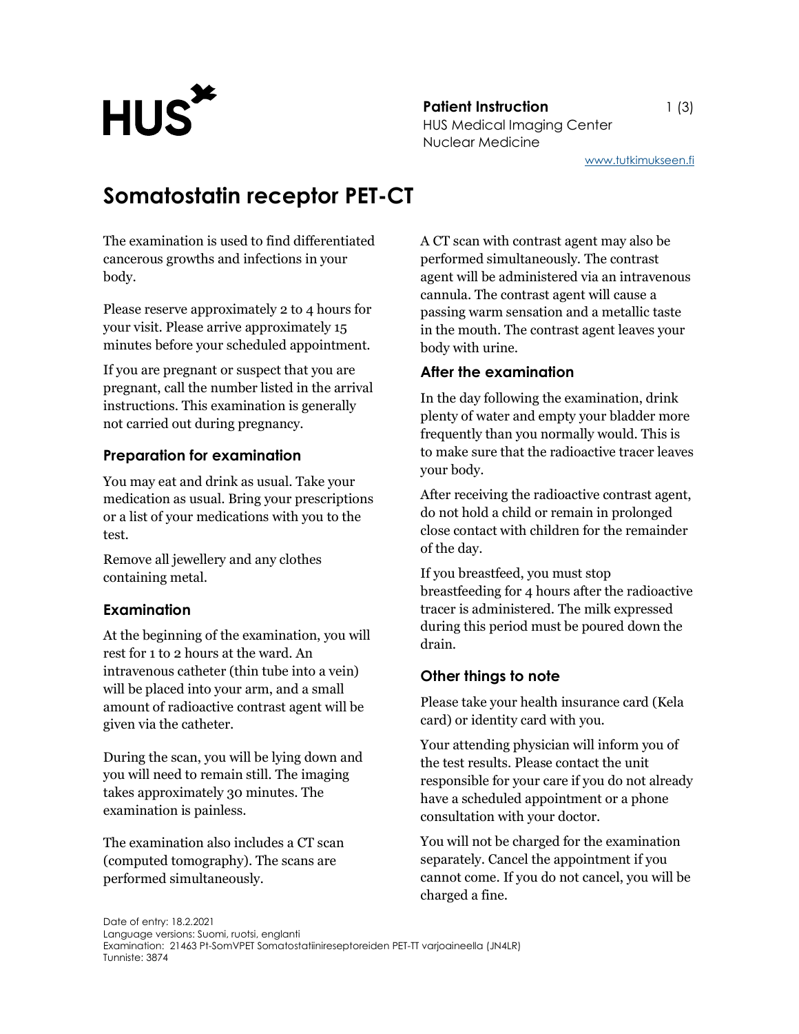**Patient Instruction**
HUS Medical Imaging Center
Nuclear Medicine

www.tutkimukseen.fi

# Somatostatin receptor PET-CT

The examination is used to find differentiated cancerous growths and infections in your body.

Please reserve approximately 2 to 4 hours for your visit. Please arrive approximately 15 minutes before your scheduled appointment.

If you are pregnant or suspect that you are pregnant, call the number listed in the arrival instructions. This examination is generally not carried out during pregnancy.

## Preparation for examination

You may eat and drink as usual. Take your medication as usual. Bring your prescriptions or a list of your medications with you to the test.

Remove all jewellery and any clothes containing metal.

## Examination

At the beginning of the examination, you will rest for 1 to 2 hours at the ward. An intravenous catheter (thin tube into a vein) will be placed into your arm, and a small amount of radioactive contrast agent will be given via the catheter.

During the scan, you will be lying down and you will need to remain still. The imaging takes approximately 30 minutes. The examination is painless.

The examination also includes a CT scan (computed tomography). The scans are performed simultaneously.

A CT scan with contrast agent may also be performed simultaneously. The contrast agent will be administered via an intravenous cannula. The contrast agent will cause a passing warm sensation and a metallic taste in the mouth. The contrast agent leaves your body with urine.

## After the examination

In the day following the examination, drink plenty of water and empty your bladder more frequently than you normally would. This is to make sure that the radioactive tracer leaves your body.

After receiving the radioactive contrast agent, do not hold a child or remain in prolonged close contact with children for the remainder of the day.

If you breastfeed, you must stop breastfeeding for 4 hours after the radioactive tracer is administered. The milk expressed during this period must be poured down the drain.

## Other things to note

Please take your health insurance card (Kela card) or identity card with you.

Your attending physician will inform you of the test results. Please contact the unit responsible for your care if you do not already have a scheduled appointment or a phone consultation with your doctor.

You will not be charged for the examination separately. Cancel the appointment if you cannot come. If you do not cancel, you will be charged a fine.

Date of entry: 18.2.2021
Language versions: Suomi, ruotsi, englanti
Examination: 21463 Pt-SomVPET Somatostatiinireseptoreiden PET-TT varjoaineella (JN4LR)
Tunniste: 3874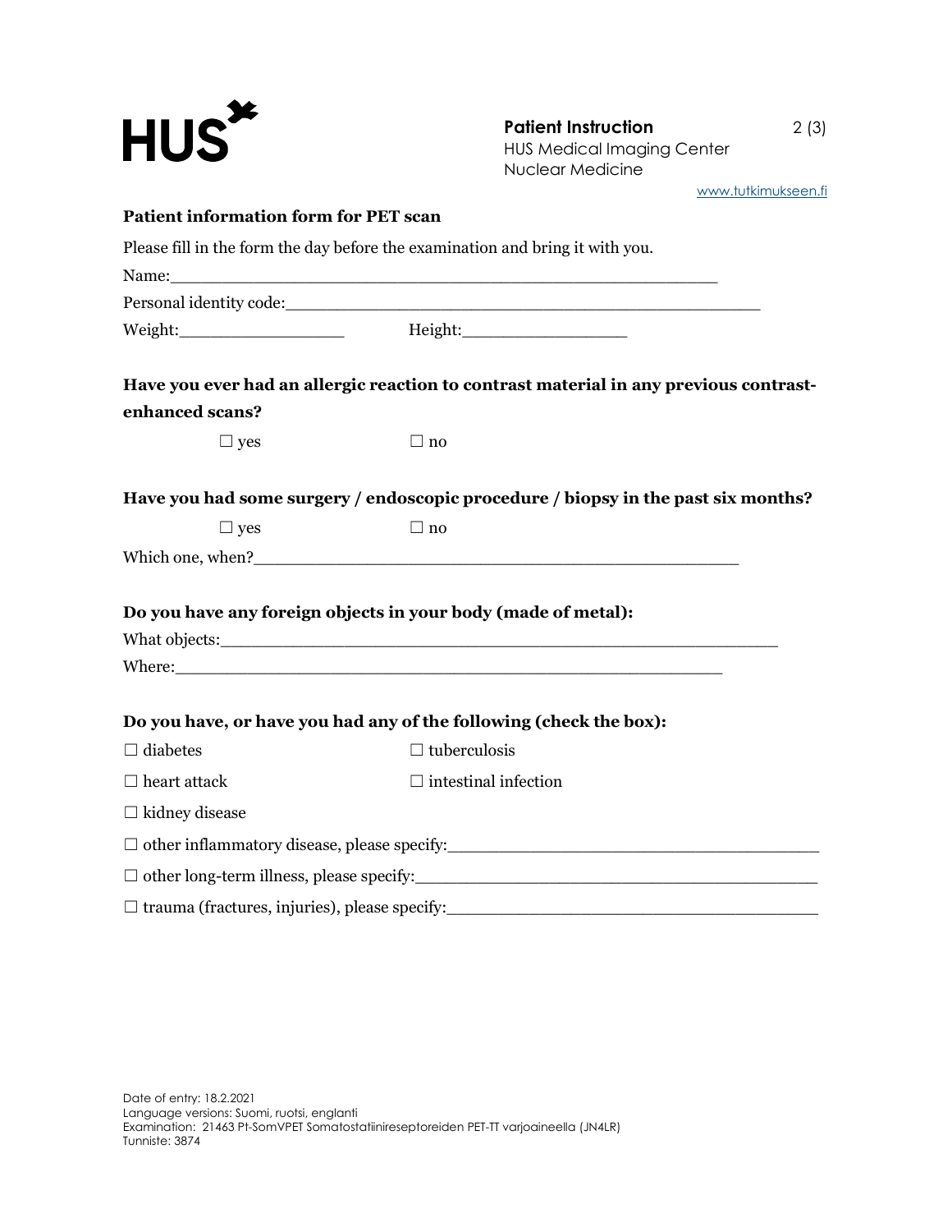## Patient information form for PET scan

Please fill in the form the day before the examination and bring it with you.

Name:_______________________________________________________

Personal identity code:_______________________________________________

Weight:_________________ Height:_________________

**Have you ever had an allergic reaction to contrast material in any previous contrast-enhanced scans?**

☐ yes ☐ no

**Have you had some surgery / endoscopic procedure / biopsy in the past six months?**

☐ yes ☐ no

Which one, when?_______________________________________________

**Do you have any foreign objects in your body (made of metal):**

What objects:_______________________________________________________

Where:_______________________________________________________

**Do you have, or have you had any of the following (check the box):**

☐ diabetes ☐ tuberculosis

☐ heart attack ☐ intestinal infection

☐ kidney disease

☐ other inflammatory disease, please specify:_________________________________

☐ other long-term illness, please specify:___________________________________

☐ trauma (fractures, injuries), please specify:________________________________

Date of entry: 18.2.2021
Language versions: Suomi, ruotsi, englanti
Examination: 21463 Pt-SomVPET Somatostatiinireseptoreiden PET-TT varjoaineella (JN4LR)
Tunniste: 3874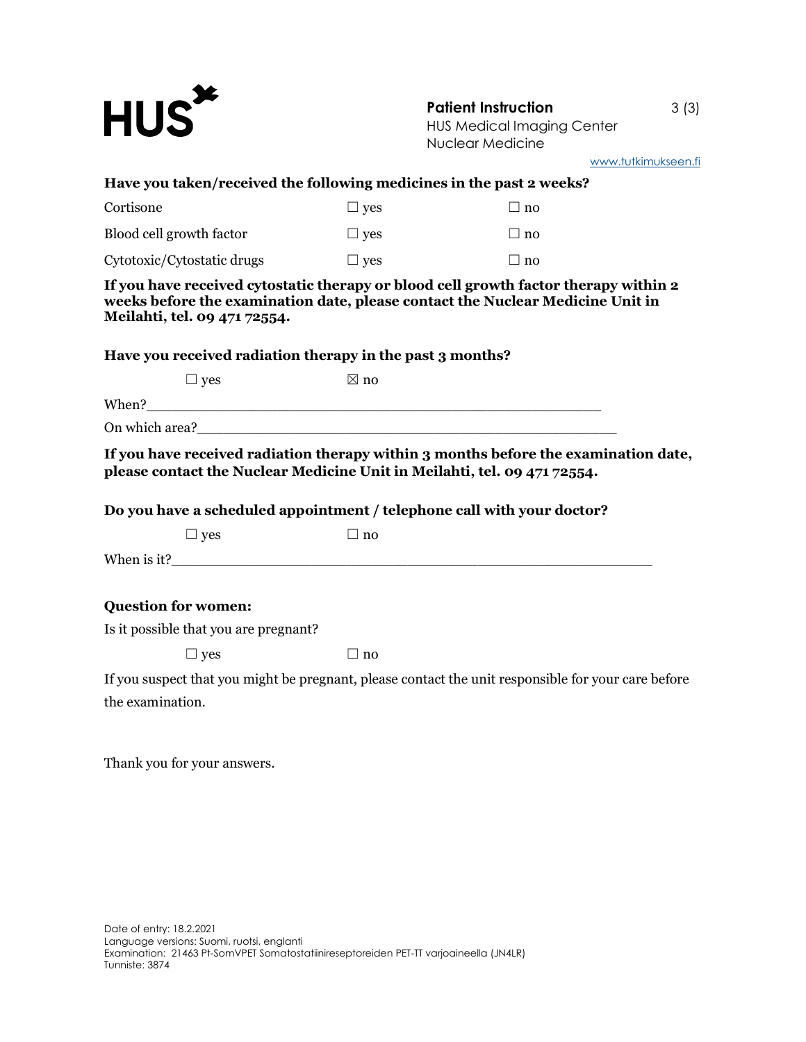**Have you taken/received the following medicines in the past 2 weeks?**

| | | |
|---|---|---|
| Cortisone | ☐ yes | ☐ no |
| Blood cell growth factor | ☐ yes | ☐ no |
| Cytotoxic/Cytostatic drugs | ☐ yes | ☐ no |

**If you have received cytostatic therapy or blood cell growth factor therapy within 2 weeks before the examination date, please contact the Nuclear Medicine Unit in Meilahti, tel. 09 471 72554.**

**Have you received radiation therapy in the past 3 months?**

☐ yes ☒ no

When?\_\_\_\_\_\_\_\_\_\_\_\_\_\_\_\_\_\_\_\_\_\_\_\_\_\_\_\_\_\_\_\_\_\_\_\_\_\_\_\_\_\_\_\_\_\_\_\_

On which area?\_\_\_\_\_\_\_\_\_\_\_\_\_\_\_\_\_\_\_\_\_\_\_\_\_\_\_\_\_\_\_\_\_\_\_\_\_\_\_\_\_\_\_\_

**If you have received radiation therapy within 3 months before the examination date, please contact the Nuclear Medicine Unit in Meilahti, tel. 09 471 72554.**

**Do you have a scheduled appointment / telephone call with your doctor?**

☐ yes ☐ no

When is it?\_\_\_\_\_\_\_\_\_\_\_\_\_\_\_\_\_\_\_\_\_\_\_\_\_\_\_\_\_\_\_\_\_\_\_\_\_\_\_\_\_\_\_\_\_\_\_\_\_\_\_\_

**Question for women:**

Is it possible that you are pregnant?

☐ yes ☐ no

If you suspect that you might be pregnant, please contact the unit responsible for your care before the examination.

Thank you for your answers.

Date of entry: 18.2.2021
Language versions: Suomi, ruotsi, englanti
Examination: 21463 Pt-SomVPET Somatostatiinireseptoreiden PET-TT varjoaineella (JN4LR)
Tunniste: 3874